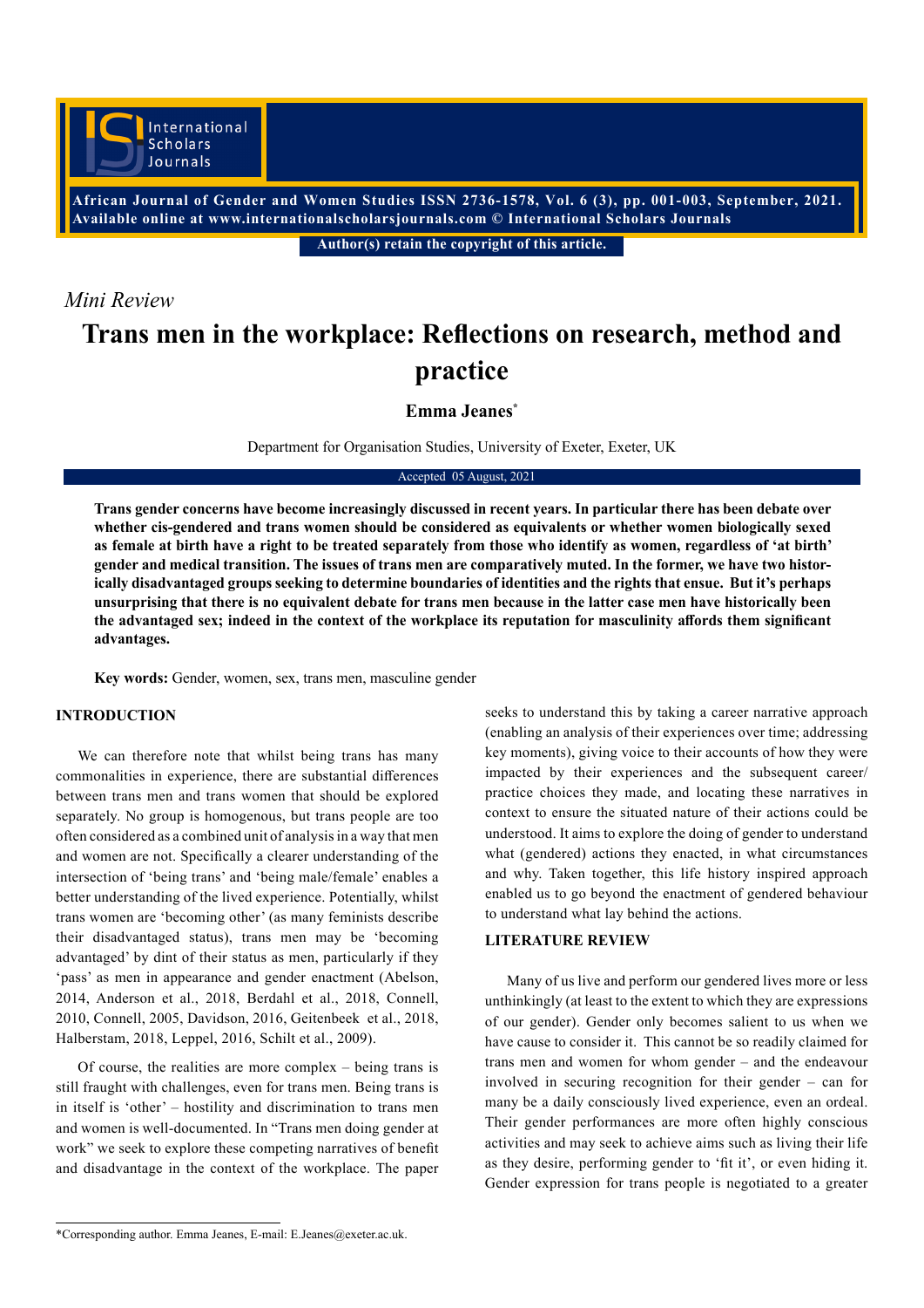*Mini Review*

# Trans men in the workplace: Reflections on research, method and practice

**Emma Jeanes***

Department for Organisation Studies, University of Exeter, Exeter, UK

Accepted 05 August, 2021

**Trans gender concerns have become increasingly discussed in recent years. In particular there has been debate over whether cis-gendered and trans women should be considered as equivalents or whether women biologically sexed as female at birth have a right to be treated separately from those who identify as women, regardless of 'at birth' gender and medical transition. The issues of trans men are comparatively muted. In the former, we have two historically disadvantaged groups seeking to determine boundaries of identities and the rights that ensue. But it's perhaps unsurprising that there is no equivalent debate for trans men because in the latter case men have historically been the advantaged sex; indeed in the context of the workplace its reputation for masculinity affords them significant advantages.**

**Key words:** Gender, women, sex, trans men, masculine gender

## INTRODUCTION

We can therefore note that whilst being trans has many commonalities in experience, there are substantial differences between trans men and trans women that should be explored separately. No group is homogenous, but trans people are too often considered as a combined unit of analysis in a way that men and women are not. Specifically a clearer understanding of the intersection of 'being trans' and 'being male/female' enables a better understanding of the lived experience. Potentially, whilst trans women are 'becoming other' (as many feminists describe their disadvantaged status), trans men may be 'becoming advantaged' by dint of their status as men, particularly if they 'pass' as men in appearance and gender enactment (Abelson, 2014, Anderson et al., 2018, Berdahl et al., 2018, Connell, 2010, Connell, 2005, Davidson, 2016, Geitenbeek et al., 2018, Halberstam, 2018, Leppel, 2016, Schilt et al., 2009).

Of course, the realities are more complex – being trans is still fraught with challenges, even for trans men. Being trans is in itself is 'other' – hostility and discrimination to trans men and women is well-documented. In "Trans men doing gender at work" we seek to explore these competing narratives of benefit and disadvantage in the context of the workplace. The paper seeks to understand this by taking a career narrative approach (enabling an analysis of their experiences over time; addressing key moments), giving voice to their accounts of how they were impacted by their experiences and the subsequent career/practice choices they made, and locating these narratives in context to ensure the situated nature of their actions could be understood. It aims to explore the doing of gender to understand what (gendered) actions they enacted, in what circumstances and why. Taken together, this life history inspired approach enabled us to go beyond the enactment of gendered behaviour to understand what lay behind the actions.

## LITERATURE REVIEW

Many of us live and perform our gendered lives more or less unthinkingly (at least to the extent to which they are expressions of our gender). Gender only becomes salient to us when we have cause to consider it. This cannot be so readily claimed for trans men and women for whom gender – and the endeavour involved in securing recognition for their gender – can for many be a daily consciously lived experience, even an ordeal. Their gender performances are more often highly conscious activities and may seek to achieve aims such as living their life as they desire, performing gender to 'fit it', or even hiding it. Gender expression for trans people is negotiated to a greater

---

*Corresponding author. Emma Jeanes, E-mail: E.Jeanes@exeter.ac.uk.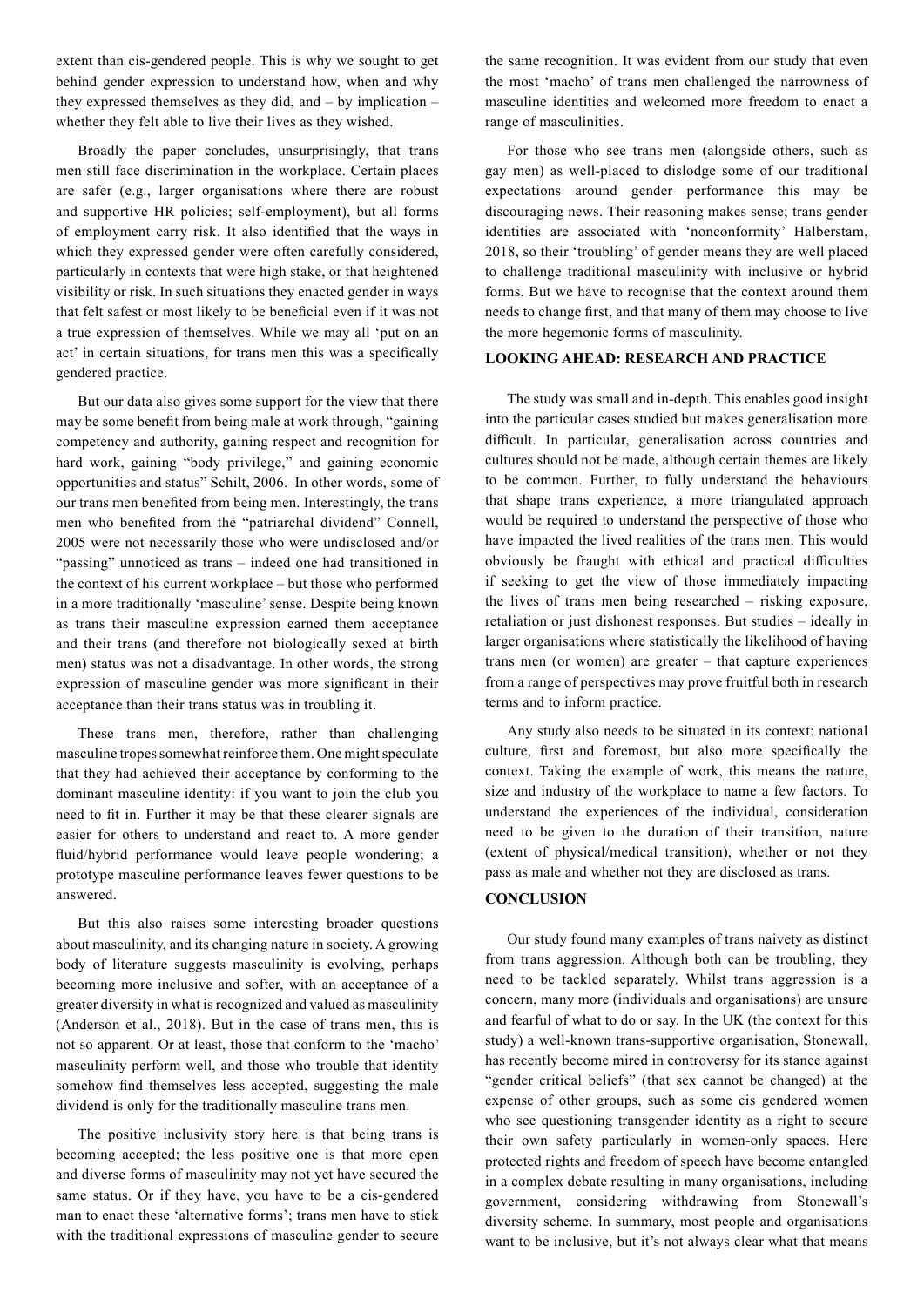extent than cis-gendered people. This is why we sought to get behind gender expression to understand how, when and why they expressed themselves as they did, and – by implication – whether they felt able to live their lives as they wished.

Broadly the paper concludes, unsurprisingly, that trans men still face discrimination in the workplace. Certain places are safer (e.g., larger organisations where there are robust and supportive HR policies; self-employment), but all forms of employment carry risk. It also identified that the ways in which they expressed gender were often carefully considered, particularly in contexts that were high stake, or that heightened visibility or risk. In such situations they enacted gender in ways that felt safest or most likely to be beneficial even if it was not a true expression of themselves. While we may all 'put on an act' in certain situations, for trans men this was a specifically gendered practice.

But our data also gives some support for the view that there may be some benefit from being male at work through, "gaining competency and authority, gaining respect and recognition for hard work, gaining "body privilege," and gaining economic opportunities and status" Schilt, 2006. In other words, some of our trans men benefited from being men. Interestingly, the trans men who benefited from the "patriarchal dividend" Connell, 2005 were not necessarily those who were undisclosed and/or "passing" unnoticed as trans – indeed one had transitioned in the context of his current workplace – but those who performed in a more traditionally 'masculine' sense. Despite being known as trans their masculine expression earned them acceptance and their trans (and therefore not biologically sexed at birth men) status was not a disadvantage. In other words, the strong expression of masculine gender was more significant in their acceptance than their trans status was in troubling it.

These trans men, therefore, rather than challenging masculine tropes somewhat reinforce them. One might speculate that they had achieved their acceptance by conforming to the dominant masculine identity: if you want to join the club you need to fit in. Further it may be that these clearer signals are easier for others to understand and react to. A more gender fluid/hybrid performance would leave people wondering; a prototype masculine performance leaves fewer questions to be answered.

But this also raises some interesting broader questions about masculinity, and its changing nature in society. A growing body of literature suggests masculinity is evolving, perhaps becoming more inclusive and softer, with an acceptance of a greater diversity in what is recognized and valued as masculinity (Anderson et al., 2018). But in the case of trans men, this is not so apparent. Or at least, those that conform to the 'macho' masculinity perform well, and those who trouble that identity somehow find themselves less accepted, suggesting the male dividend is only for the traditionally masculine trans men.

The positive inclusivity story here is that being trans is becoming accepted; the less positive one is that more open and diverse forms of masculinity may not yet have secured the same status. Or if they have, you have to be a cis-gendered man to enact these 'alternative forms'; trans men have to stick with the traditional expressions of masculine gender to secure the same recognition. It was evident from our study that even the most 'macho' of trans men challenged the narrowness of masculine identities and welcomed more freedom to enact a range of masculinities.

For those who see trans men (alongside others, such as gay men) as well-placed to dislodge some of our traditional expectations around gender performance this may be discouraging news. Their reasoning makes sense; trans gender identities are associated with 'nonconformity' Halberstam, 2018, so their 'troubling' of gender means they are well placed to challenge traditional masculinity with inclusive or hybrid forms. But we have to recognise that the context around them needs to change first, and that many of them may choose to live the more hegemonic forms of masculinity.

## LOOKING AHEAD: RESEARCH AND PRACTICE

The study was small and in-depth. This enables good insight into the particular cases studied but makes generalisation more difficult. In particular, generalisation across countries and cultures should not be made, although certain themes are likely to be common. Further, to fully understand the behaviours that shape trans experience, a more triangulated approach would be required to understand the perspective of those who have impacted the lived realities of the trans men. This would obviously be fraught with ethical and practical difficulties if seeking to get the view of those immediately impacting the lives of trans men being researched – risking exposure, retaliation or just dishonest responses. But studies – ideally in larger organisations where statistically the likelihood of having trans men (or women) are greater – that capture experiences from a range of perspectives may prove fruitful both in research terms and to inform practice.

Any study also needs to be situated in its context: national culture, first and foremost, but also more specifically the context. Taking the example of work, this means the nature, size and industry of the workplace to name a few factors. To understand the experiences of the individual, consideration need to be given to the duration of their transition, nature (extent of physical/medical transition), whether or not they pass as male and whether not they are disclosed as trans.

## CONCLUSION

Our study found many examples of trans naivety as distinct from trans aggression. Although both can be troubling, they need to be tackled separately. Whilst trans aggression is a concern, many more (individuals and organisations) are unsure and fearful of what to do or say. In the UK (the context for this study) a well-known trans-supportive organisation, Stonewall, has recently become mired in controversy for its stance against "gender critical beliefs" (that sex cannot be changed) at the expense of other groups, such as some cis gendered women who see questioning transgender identity as a right to secure their own safety particularly in women-only spaces. Here protected rights and freedom of speech have become entangled in a complex debate resulting in many organisations, including government, considering withdrawing from Stonewall's diversity scheme. In summary, most people and organisations want to be inclusive, but it's not always clear what that means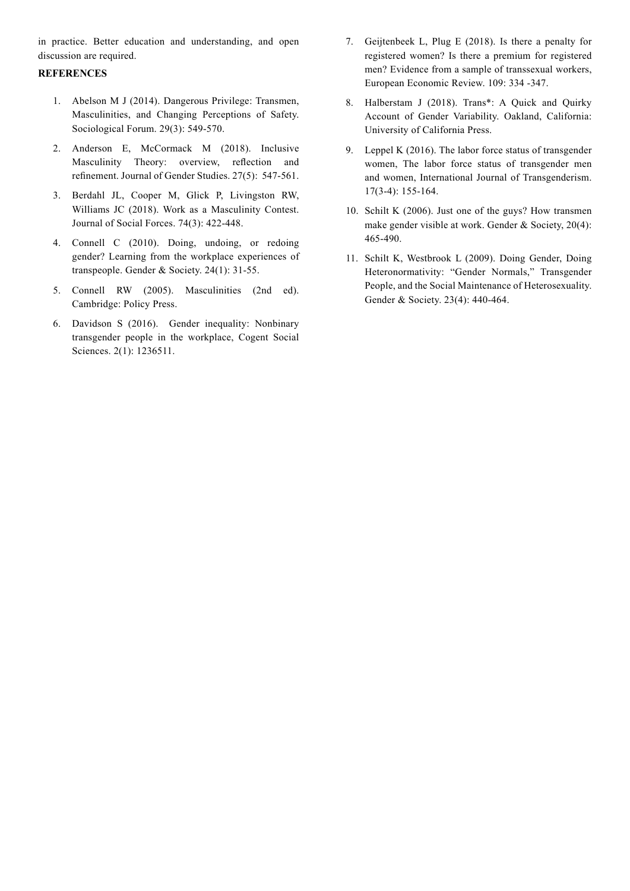in practice. Better education and understanding, and open discussion are required.

## REFERENCES

1. Abelson M J (2014). Dangerous Privilege: Transmen, Masculinities, and Changing Perceptions of Safety. Sociological Forum. 29(3): 549-570.
2. Anderson E, McCormack M (2018). Inclusive Masculinity Theory: overview, reflection and refinement. Journal of Gender Studies. 27(5): 547-561.
3. Berdahl JL, Cooper M, Glick P, Livingston RW, Williams JC (2018). Work as a Masculinity Contest. Journal of Social Forces. 74(3): 422-448.
4. Connell C (2010). Doing, undoing, or redoing gender? Learning from the workplace experiences of transpeople. Gender & Society. 24(1): 31-55.
5. Connell RW (2005). Masculinities (2nd ed). Cambridge: Policy Press.
6. Davidson S (2016). Gender inequality: Nonbinary transgender people in the workplace, Cogent Social Sciences. 2(1): 1236511.
7. Geijtenbeek L, Plug E (2018). Is there a penalty for registered women? Is there a premium for registered men? Evidence from a sample of transsexual workers, European Economic Review. 109: 334 -347.
8. Halberstam J (2018). Trans*: A Quick and Quirky Account of Gender Variability. Oakland, California: University of California Press.
9. Leppel K (2016). The labor force status of transgender women, The labor force status of transgender men and women, International Journal of Transgenderism. 17(3-4): 155-164.
10. Schilt K (2006). Just one of the guys? How transmen make gender visible at work. Gender & Society, 20(4): 465-490.
11. Schilt K, Westbrook L (2009). Doing Gender, Doing Heteronormativity: "Gender Normals," Transgender People, and the Social Maintenance of Heterosexuality. Gender & Society. 23(4): 440-464.